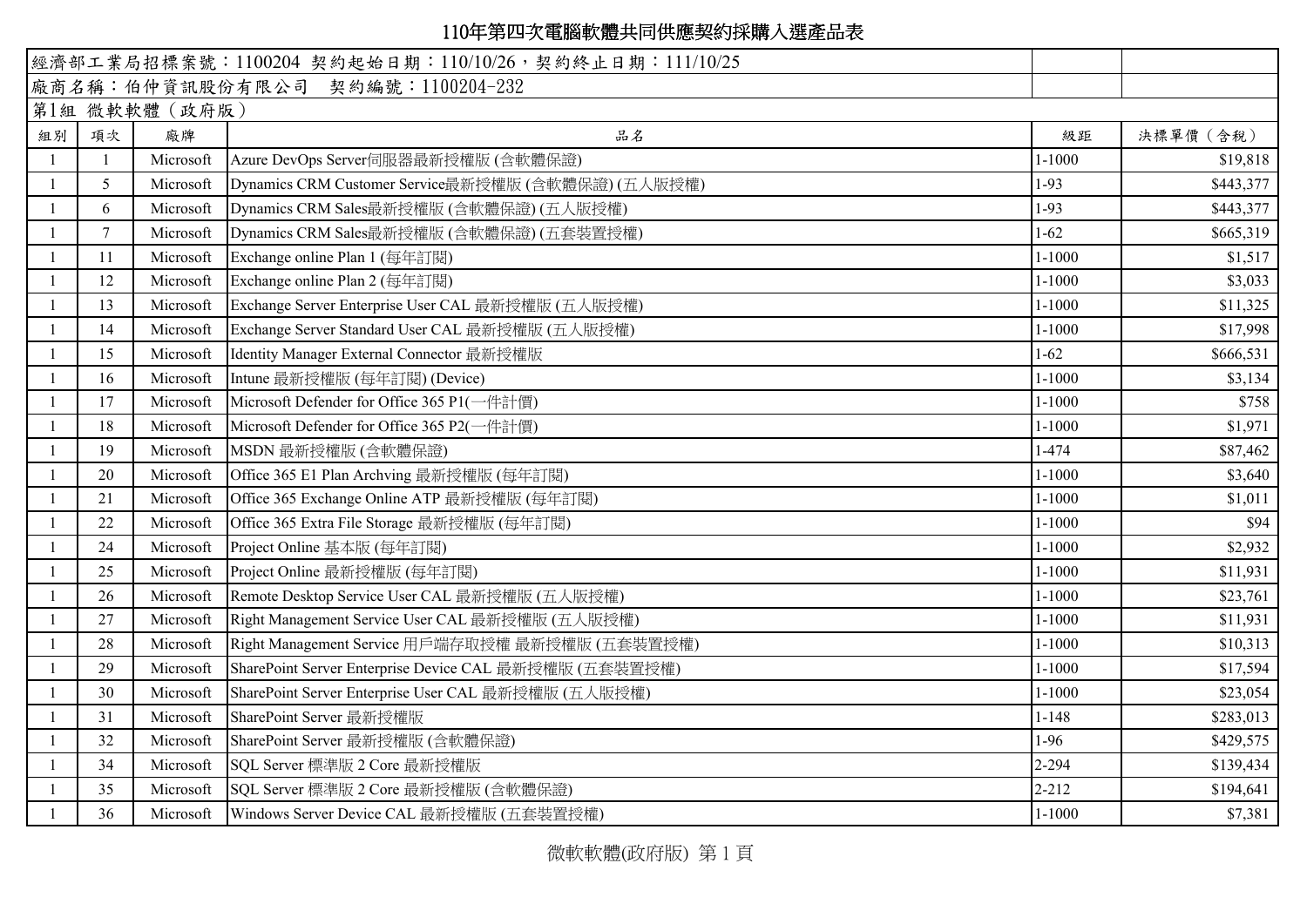# 110年第四次電腦軟體共同供應契約採購入選產品表

經濟部工業局招標案號：1100204 契約起始日期：110/10/26，契約終止日期：111/10/25

廠商名稱：伯仲資訊股份有限公司　契約編號：1100204-232

第1組 微軟軟體（政府版）

| 組別 | 項次 | 廠牌 | 品名 | 級距 | 決標單價（含稅） |
|---|---|---|---|---|---|
| 1 | 1 | Microsoft | Azure DevOps Server伺服器最新授權版 (含軟體保證) | 1-1000 | $19,818 |
| 1 | 5 | Microsoft | Dynamics CRM Customer Service最新授權版 (含軟體保證) (五人版授權) | 1-93 | $443,377 |
| 1 | 6 | Microsoft | Dynamics CRM Sales最新授權版 (含軟體保證) (五人版授權) | 1-93 | $443,377 |
| 1 | 7 | Microsoft | Dynamics CRM Sales最新授權版 (含軟體保證) (五套裝置授權) | 1-62 | $665,319 |
| 1 | 11 | Microsoft | Exchange online Plan 1 (每年訂閱) | 1-1000 | $1,517 |
| 1 | 12 | Microsoft | Exchange online Plan 2 (每年訂閱) | 1-1000 | $3,033 |
| 1 | 13 | Microsoft | Exchange Server Enterprise User CAL 最新授權版 (五人版授權) | 1-1000 | $11,325 |
| 1 | 14 | Microsoft | Exchange Server Standard User CAL 最新授權版 (五人版授權) | 1-1000 | $17,998 |
| 1 | 15 | Microsoft | Identity Manager External Connector 最新授權版 | 1-62 | $666,531 |
| 1 | 16 | Microsoft | Intune 最新授權版 (每年訂閱) (Device) | 1-1000 | $3,134 |
| 1 | 17 | Microsoft | Microsoft Defender for Office 365 P1(一件計價) | 1-1000 | $758 |
| 1 | 18 | Microsoft | Microsoft Defender for Office 365 P2(一件計價) | 1-1000 | $1,971 |
| 1 | 19 | Microsoft | MSDN 最新授權版 (含軟體保證) | 1-474 | $87,462 |
| 1 | 20 | Microsoft | Office 365 E1 Plan Archving 最新授權版 (每年訂閱) | 1-1000 | $3,640 |
| 1 | 21 | Microsoft | Office 365 Exchange Online ATP 最新授權版 (每年訂閱) | 1-1000 | $1,011 |
| 1 | 22 | Microsoft | Office 365 Extra File Storage 最新授權版 (每年訂閱) | 1-1000 | $94 |
| 1 | 24 | Microsoft | Project Online 基本版 (每年訂閱) | 1-1000 | $2,932 |
| 1 | 25 | Microsoft | Project Online 最新授權版 (每年訂閱) | 1-1000 | $11,931 |
| 1 | 26 | Microsoft | Remote Desktop Service User CAL 最新授權版 (五人版授權) | 1-1000 | $23,761 |
| 1 | 27 | Microsoft | Right Management Service User CAL 最新授權版 (五人版授權) | 1-1000 | $11,931 |
| 1 | 28 | Microsoft | Right Management Service 用戶端存取授權 最新授權版 (五套裝置授權) | 1-1000 | $10,313 |
| 1 | 29 | Microsoft | SharePoint Server Enterprise Device CAL 最新授權版 (五套裝置授權) | 1-1000 | $17,594 |
| 1 | 30 | Microsoft | SharePoint Server Enterprise User CAL 最新授權版 (五人版授權) | 1-1000 | $23,054 |
| 1 | 31 | Microsoft | SharePoint Server 最新授權版 | 1-148 | $283,013 |
| 1 | 32 | Microsoft | SharePoint Server 最新授權版 (含軟體保證) | 1-96 | $429,575 |
| 1 | 34 | Microsoft | SQL Server 標準版 2 Core 最新授權版 | 2-294 | $139,434 |
| 1 | 35 | Microsoft | SQL Server 標準版 2 Core 最新授權版 (含軟體保證) | 2-212 | $194,641 |
| 1 | 36 | Microsoft | Windows Server Device CAL 最新授權版 (五套裝置授權) | 1-1000 | $7,381 |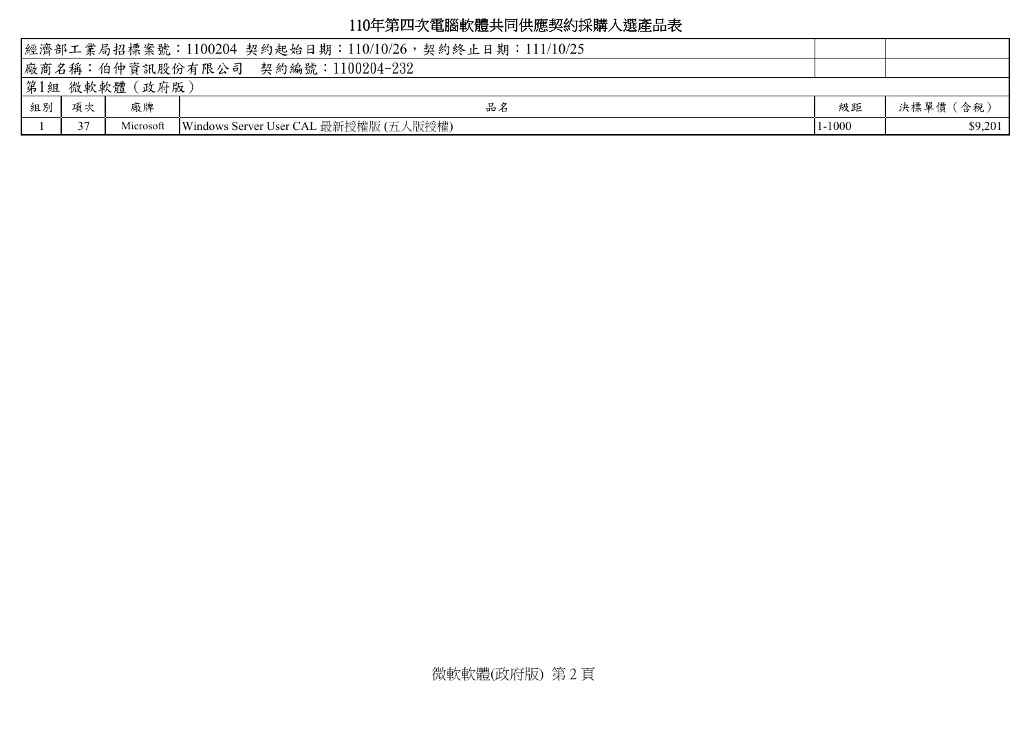# 110年第四次電腦軟體共同供應契約採購入選產品表

| 經濟部工業局招標案號：1100204 契約起始日期：110/10/26，契約終止日期：111/10/25 | | | | | |
|---|---|---|---|---|---|
| 廠商名稱：伯仲資訊股份有限公司　契約編號：1100204-232 | | | | | |
| 第1組 微軟軟體（政府版） | | | | | |
| 組別 | 項次 | 廠牌 | 品名 | 級距 | 決標單價（含稅） |
| 1 | 37 | Microsoft | Windows Server User CAL 最新授權版 (五人版授權) | 1-1000 | $9,201 |